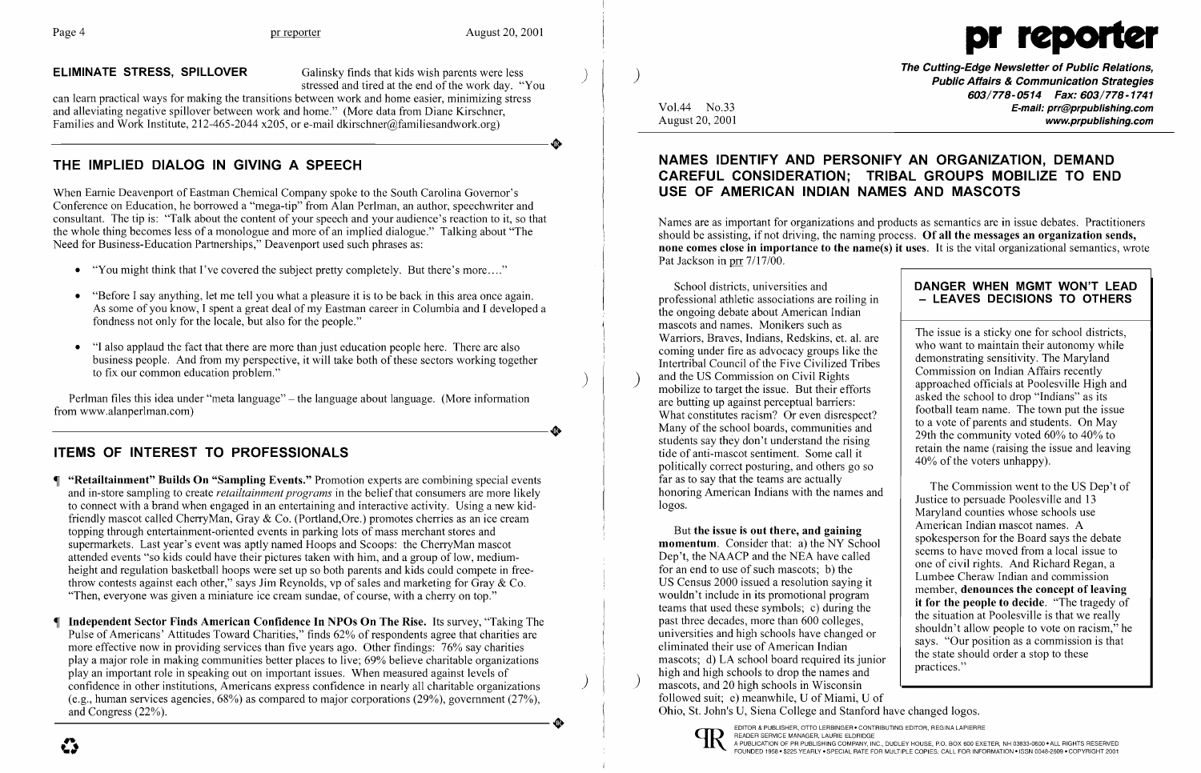**ELIMINATE STRESS, SPILLOVER** Galinsky finds that kids wish parents were less stressed and tired at the end of the work day. "You can learn practical ways for making the transitions between work and home easier, minimizing stress and alleviating negative spillover between work and home." (More data from Diane Kirschner, Families and Work Institute, 212-465-2044 x205, or e-mail dkirschner@familiesandwork.org)

## THE IMPLIED DIALOG IN GIVING A SPEECH

When Earnie Deavenport of Eastman Chemical Company spoke to the South Carolina Governor's Conference on Education, he borrowed a "mega-tip" from Alan Perlman, an author, speechwriter and consultant. The tip is: "Talk about the content of your speech and your audience's reaction to it, so that the whole thing becomes less of a monologue and more of an implied dialogue." Talking about "The Need for Business-Education Partnerships," Deavenport used such phrases as:

- "You might think that I've covered the subject pretty completely. But there's more...."
- "Before I say anything, let me tell you what a pleasure it is to be back in this area once again. As some of you know, I spent a great deal of my Eastman career in Columbia and I developed a fondness not only for the locale, but also for the people."
- "I also applaud the fact that there are more than just education people here. There are also business people. And from my perspective, it will take both of these sectors working together to fix our common education problem."

Perlman files this idea under "meta language" – the language about language. (More information from www.alanperlman.com)

## ITEMS OF INTEREST TO PROFESSIONALS

¶ **"Retailtainment" Builds On "Sampling Events."** Promotion experts are combining special events and in-store sampling to create *retailtainment programs* in the belief that consumers are more likely to connect with a brand when engaged in an entertaining and interactive activity. Using a new kid-friendly mascot called CherryMan, Gray & Co. (Portland, Ore.) promotes cherries as an ice cream topping through entertainment-oriented events in parking lots of mass merchant stores and supermarkets. Last year's event was aptly named Hoops and Scoops: the CherryMan mascot attended events "so kids could have their pictures taken with him, and a group of low, medium-height and regulation basketball hoops were set up so both parents and kids could compete in free-throw contests against each other," says Jim Reynolds, vp of sales and marketing for Gray & Co. "Then, everyone was given a miniature ice cream sundae, of course, with a cherry on top."

¶ **Independent Sector Finds American Confidence In NPOs On The Rise.** Its survey, "Taking The Pulse of Americans' Attitudes Toward Charities," finds 62% of respondents agree that charities are more effective now in providing services than five years ago. Other findings: 76% say charities play a major role in making communities better places to live; 69% believe charitable organizations play an important role in speaking out on important issues. When measured against levels of confidence in other institutions, Americans express confidence in nearly all charitable organizations (e.g., human services agencies, 68%) as compared to major corporations (29%), government (27%), and Congress (22%).

# pr reporter

**The Cutting-Edge Newsletter of Public Relations, Public Affairs & Communication Strategies**
**603/778-0514 Fax: 603/778-1741**
**E-mail: prr@prpublishing.com**
**www.prpublishing.com**

Vol.44 No.33
August 20, 2001

## NAMES IDENTIFY AND PERSONIFY AN ORGANIZATION, DEMAND CAREFUL CONSIDERATION; TRIBAL GROUPS MOBILIZE TO END USE OF AMERICAN INDIAN NAMES AND MASCOTS

Names are as important for organizations and products as semantics are in issue debates. Practitioners should be assisting, if not driving, the naming process. **Of all the messages an organization sends, none comes close in importance to the name(s) it uses.** It is the vital organizational semantics, wrote Pat Jackson in prr 7/17/00.

School districts, universities and professional athletic associations are roiling in the ongoing debate about American Indian mascots and names. Monikers such as Warriors, Braves, Indians, Redskins, et. al. are coming under fire as advocacy groups like the Intertribal Council of the Five Civilized Tribes and the US Commission on Civil Rights mobilize to target the issue. But their efforts are butting up against perceptual barriers: What constitutes racism? Or even disrespect? Many of the school boards, communities and students say they don't understand the rising tide of anti-mascot sentiment. Some call it politically correct posturing, and others go so far as to say that the teams are actually honoring American Indians with the names and logos.

But **the issue is out there, and gaining momentum**. Consider that: a) the NY School Dep't, the NAACP and the NEA have called for an end to use of such mascots; b) the US Census 2000 issued a resolution saying it wouldn't include in its promotional program teams that used these symbols; c) during the past three decades, more than 600 colleges, universities and high schools have changed or eliminated their use of American Indian mascots; d) LA school board required its junior high and high schools to drop the names and mascots, and 20 high schools in Wisconsin followed suit; e) meanwhile, U of Miami, U of Ohio, St. John's U, Siena College and Stanford have changed logos.

### DANGER WHEN MGMT WON'T LEAD – LEAVES DECISIONS TO OTHERS

The issue is a sticky one for school districts, who want to maintain their autonomy while demonstrating sensitivity. The Maryland Commission on Indian Affairs recently approached officials at Poolesville High and asked the school to drop "Indians" as its football team name. The town put the issue to a vote of parents and students. On May 29th the community voted 60% to 40% to retain the name (raising the issue and leaving 40% of the voters unhappy).

The Commission went to the US Dep't of Justice to persuade Poolesville and 13 Maryland counties whose schools use American Indian mascot names. A spokesperson for the Board says the debate seems to have moved from a local issue to one of civil rights. And Richard Regan, a Lumbee Cheraw Indian and commission member, **denounces the concept of leaving it for the people to decide**. "The tragedy of the situation at Poolesville is that we really shouldn't allow people to vote on racism," he says. "Our position as a commission is that the state should order a stop to these practices."

EDITOR & PUBLISHER, OTTO LERBINGER • CONTRIBUTING EDITOR, REGINA LAPIERRE
READER SERVICE MANAGER, LAURIE ELDRIDGE
A PUBLICATION OF PR PUBLISHING COMPANY, INC., DUDLEY HOUSE, P.O. BOX 600 EXETER, NH 03833-0600 • ALL RIGHTS RESERVED
FOUNDED 1958 • $225 YEARLY • SPECIAL RATE FOR MULTIPLE COPIES: CALL FOR INFORMATION • ISSN 0048-2609 • COPYRIGHT 2001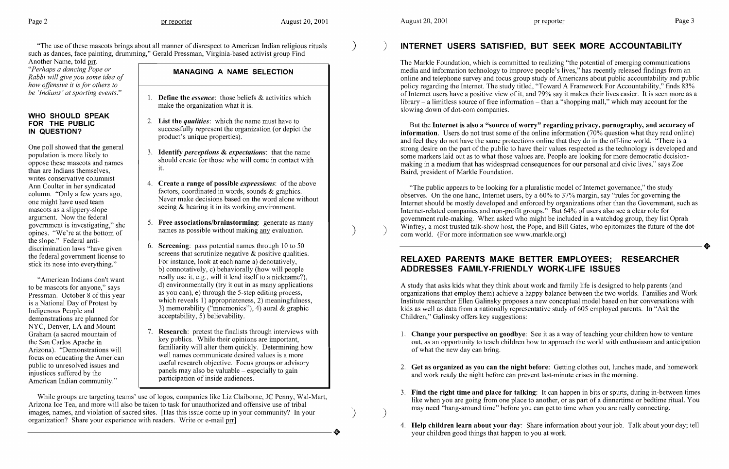"The use of these mascots brings about all manner of disrespect to American Indian religious rituals such as dances, face painting, drumming," Gerald Pressman, Virginia-based activist group Find Another Name, told prr. *"Perhaps a dancing Pope or Rabbi will give you some idea of how offensive it is for others to be 'Indians' at sporting events."*

### WHO SHOULD SPEAK FOR THE PUBLIC IN QUESTION?

One poll showed that the general population is more likely to oppose these mascots and names than are Indians themselves, writes conservative columnist Ann Coulter in her syndicated column. "Only a few years ago, one might have used team mascots as a slippery-slope argument. Now the federal government is investigating," she opines. "We're at the bottom of the slope." Federal anti-discrimination laws "have given the federal government license to stick its nose into everything."

"American Indians don't want to be mascots for anyone," says Pressman. October 8 of this year is a National Day of Protest by Indigenous People and demonstrations are planned for NYC, Denver, LA and Mount Graham (a sacred mountain of the San Carlos Apache in Arizona). "Demonstrations will focus on educating the American public to unresolved issues and injustices suffered by the American Indian community."

### MANAGING A NAME SELECTION

1. **Define the *essence***: those beliefs & activities which make the organization what it is.
2. **List the *qualities***: which the name must have to successfully represent the organization (or depict the product's unique properties).
3. **Identify *perceptions & expectations***: that the name should create for those who will come in contact with it.
4. **Create a range of possible *expressions***: of the above factors, coordinated in words, sounds & graphics. Never make decisions based on the word alone without seeing & hearing it in its working environment.
5. **Free associations/brainstorming**: generate as many names as possible without making any evaluation.
6. **Screening**: pass potential names through 10 to 50 screens that scrutinize negative & positive qualities. For instance, look at each name a) denotatively, b) connotatively, c) behaviorally (how will people really use it, e.g., will it lend itself to a nickname?), d) environmentally (try it out in as many applications as you can), e) through the 5-step editing process, which reveals 1) appropriateness, 2) meaningfulness, 3) memorability ("mnemonics"), 4) aural & graphic acceptability, 5) believability.
7. **Research**: pretest the finalists through interviews with key publics. While their opinions are important, familiarity will alter them quickly. Determining how well names communicate desired values is a more useful research objective. Focus groups or advisory panels may also be valuable – especially to gain participation of inside audiences.

While groups are targeting teams' use of logos, companies like Liz Claiborne, JC Penny, Wal-Mart, Arizona Ice Tea, and more will also be taken to task for unauthorized and offensive use of tribal images, names, and violation of sacred sites. [Has this issue come up in your community? In your organization? Share your experience with readers. Write or e-mail prr]

## INTERNET USERS SATISFIED, BUT SEEK MORE ACCOUNTABILITY

The Markle Foundation, which is committed to realizing "the potential of emerging communications media and information technology to improve people's lives," has recently released findings from an online and telephone survey and focus group study of Americans about public accountability and public policy regarding the Internet. The study titled, "Toward A Framework For Accountability," finds 83% of Internet users have a positive view of it, and 79% say it makes their lives easier. It is seen more as a library – a limitless source of free information – than a "shopping mall," which may account for the slowing down of dot-com companies.

But the **Internet is also a "source of worry" regarding privacy, pornography, and accuracy of information**. Users do not trust some of the online information (70% question what they read online) and feel they do not have the same protections online that they do in the off-line world. "There is a strong desire on the part of the public to have their values respected as the technology is developed and some markers laid out as to what those values are. People are looking for more democratic decision-making in a medium that has widespread consequences for our personal and civic lives," says Zoe Baird, president of Markle Foundation.

"The public appears to be looking for a pluralistic model of Internet governance," the study observes. On the one hand, Internet users, by a 60% to 37% margin, say "rules for governing the Internet should be mostly developed and enforced by organizations other than the Government, such as Internet-related companies and non-profit groups." But 64% of users also see a clear role for government rule-making. When asked who might be included in a watchdog group, they list Oprah Winfrey, a most trusted talk-show host, the Pope, and Bill Gates, who epitomizes the future of the dot-com world. (For more information see www.markle.org)

## RELAXED PARENTS MAKE BETTER EMPLOYEES; RESEARCHER ADDRESSES FAMILY-FRIENDLY WORK-LIFE ISSUES

A study that asks kids what they think about work and family life is designed to help parents (and organizations that employ them) achieve a happy balance between the two worlds. Families and Work Institute researcher Ellen Galinsky proposes a new conceptual model based on her conversations with kids as well as data from a nationally representative study of 605 employed parents. In "Ask the Children," Galinsky offers key suggestions:

1. **Change your perspective on goodbye**: See it as a way of teaching your children how to venture out, as an opportunity to teach children how to approach the world with enthusiasm and anticipation of what the new day can bring.
2. **Get as organized as you can the night before**: Getting clothes out, lunches made, and homework and work ready the night before can prevent last-minute crises in the morning.
3. **Find the right time and place for talking**: It can happen in bits or spurts, during in-between times like when you are going from one place to another, or as part of a dinnertime or bedtime ritual. You may need "hang-around time" before you can get to time when you are really connecting.
4. **Help children learn about your day**: Share information about your job. Talk about your day; tell your children good things that happen to you at work.